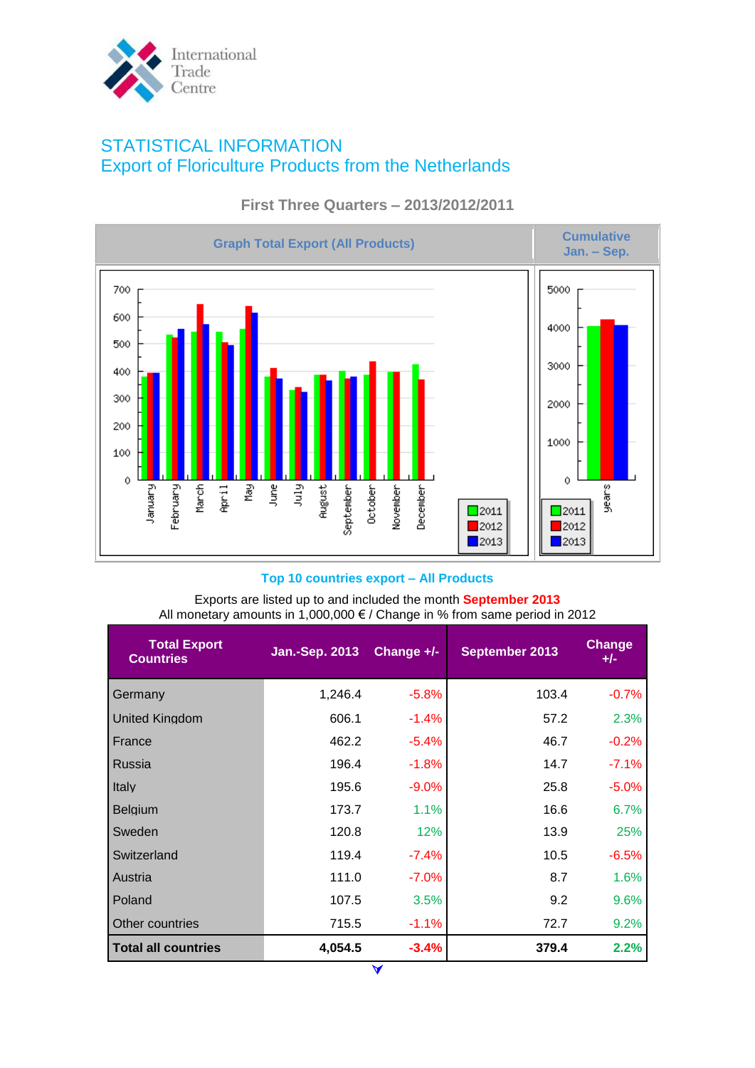International Trade Centre

# STATISTICAL INFORMATION
## Export of Floriculture Products from the Netherlands

### First Three Quarters – 2013/2012/2011

| Graph Total Export (All Products) | Cumulative Jan. – Sep. |
|---|---|

### Top 10 countries export – All Products

Exports are listed up to and included the month **September 2013**
All monetary amounts in 1,000,000 € / Change in % from same period in 2012

| Total Export Countries | Jan.-Sep. 2013 | Change +/- | September 2013 | Change +/- |
|---|---|---|---|---|
| Germany | 1,246.4 | -5.8% | 103.4 | -0.7% |
| United Kingdom | 606.1 | -1.4% | 57.2 | 2.3% |
| France | 462.2 | -5.4% | 46.7 | -0.2% |
| Russia | 196.4 | -1.8% | 14.7 | -7.1% |
| Italy | 195.6 | -9.0% | 25.8 | -5.0% |
| Belgium | 173.7 | 1.1% | 16.6 | 6.7% |
| Sweden | 120.8 | 12% | 13.9 | 25% |
| Switzerland | 119.4 | -7.4% | 10.5 | -6.5% |
| Austria | 111.0 | -7.0% | 8.7 | 1.6% |
| Poland | 107.5 | 3.5% | 9.2 | 9.6% |
| Other countries | 715.5 | -1.1% | 72.7 | 9.2% |
| **Total all countries** | **4,054.5** | **-3.4%** | **379.4** | **2.2%** |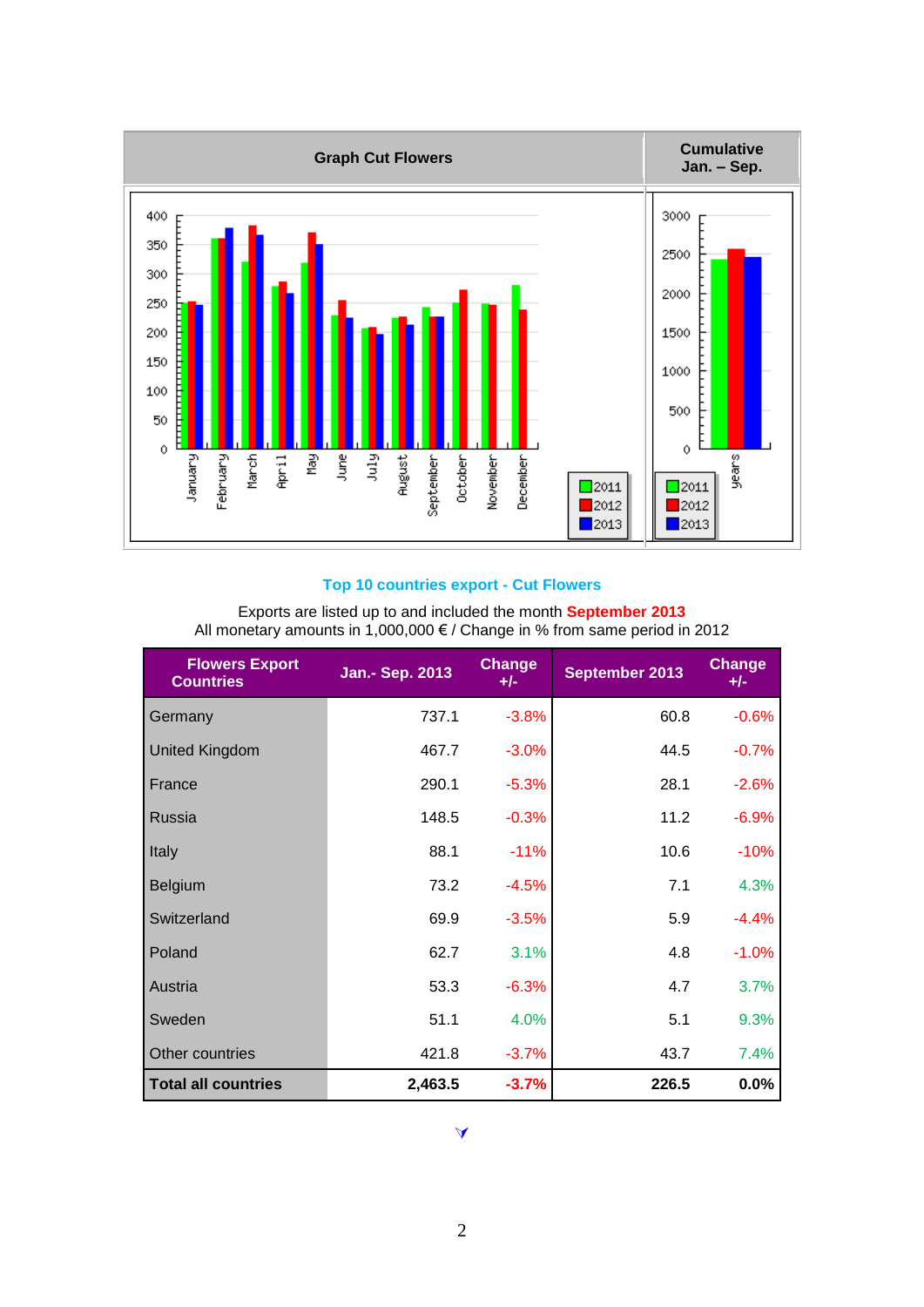| Graph Cut Flowers | Cumulative Jan. – Sep. |
|---|---|

## Top 10 countries export - Cut Flowers

Exports are listed up to and included the month **September 2013**
All monetary amounts in 1,000,000 € / Change in % from same period in 2012

| Flowers Export Countries | Jan.- Sep. 2013 | Change +/- | September 2013 | Change +/- |
|---|---|---|---|---|
| Germany | 737.1 | -3.8% | 60.8 | -0.6% |
| United Kingdom | 467.7 | -3.0% | 44.5 | -0.7% |
| France | 290.1 | -5.3% | 28.1 | -2.6% |
| Russia | 148.5 | -0.3% | 11.2 | -6.9% |
| Italy | 88.1 | -11% | 10.6 | -10% |
| Belgium | 73.2 | -4.5% | 7.1 | 4.3% |
| Switzerland | 69.9 | -3.5% | 5.9 | -4.4% |
| Poland | 62.7 | 3.1% | 4.8 | -1.0% |
| Austria | 53.3 | -6.3% | 4.7 | 3.7% |
| Sweden | 51.1 | 4.0% | 5.1 | 9.3% |
| Other countries | 421.8 | -3.7% | 43.7 | 7.4% |
| **Total all countries** | **2,463.5** | **-3.7%** | **226.5** | **0.0%** |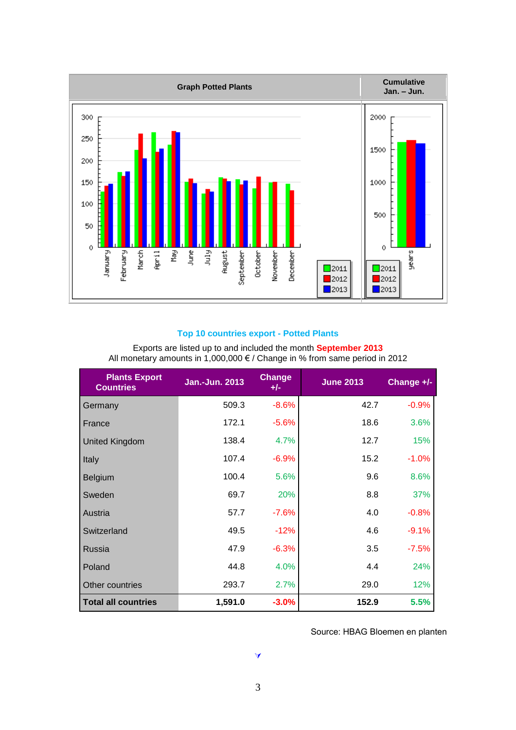| Graph Potted Plants | Cumulative Jan. – Jun. |
|---|---|

## Top 10 countries export - Potted Plants

Exports are listed up to and included the month **September 2013**
All monetary amounts in 1,000,000 € / Change in % from same period in 2012

| Plants Export Countries | Jan.-Jun. 2013 | Change +/- | June 2013 | Change +/- |
|---|---|---|---|---|
| Germany | 509.3 | -8.6% | 42.7 | -0.9% |
| France | 172.1 | -5.6% | 18.6 | 3.6% |
| United Kingdom | 138.4 | 4.7% | 12.7 | 15% |
| Italy | 107.4 | -6.9% | 15.2 | -1.0% |
| Belgium | 100.4 | 5.6% | 9.6 | 8.6% |
| Sweden | 69.7 | 20% | 8.8 | 37% |
| Austria | 57.7 | -7.6% | 4.0 | -0.8% |
| Switzerland | 49.5 | -12% | 4.6 | -9.1% |
| Russia | 47.9 | -6.3% | 3.5 | -7.5% |
| Poland | 44.8 | 4.0% | 4.4 | 24% |
| Other countries | 293.7 | 2.7% | 29.0 | 12% |
| **Total all countries** | **1,591.0** | **-3.0%** | **152.9** | **5.5%** |

Source: HBAG Bloemen en planten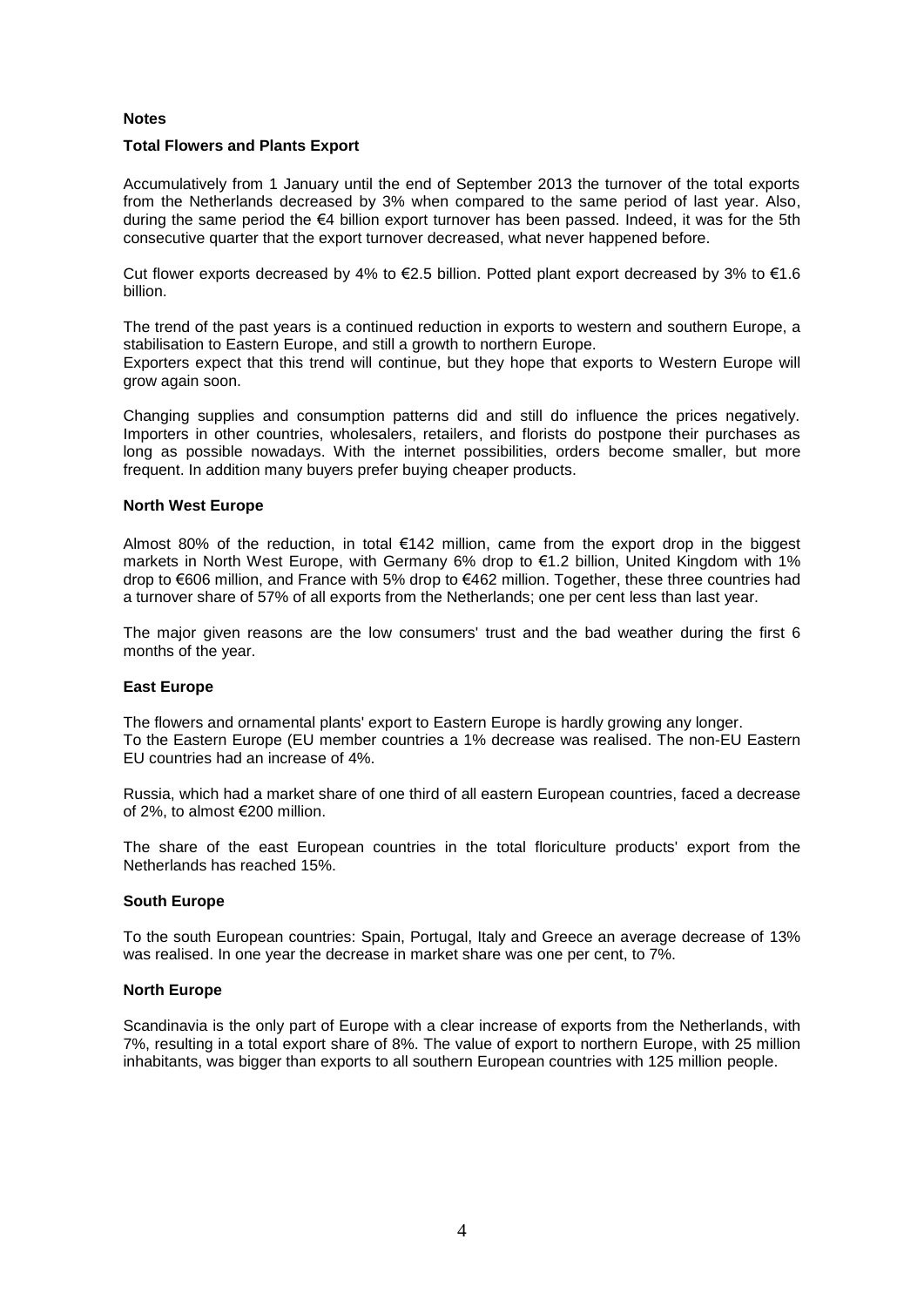**Notes**

**Total Flowers and Plants Export**

Accumulatively from 1 January until the end of September 2013 the turnover of the total exports from the Netherlands decreased by 3% when compared to the same period of last year. Also, during the same period the €4 billion export turnover has been passed. Indeed, it was for the 5th consecutive quarter that the export turnover decreased, what never happened before.

Cut flower exports decreased by 4% to €2.5 billion. Potted plant export decreased by 3% to €1.6 billion.

The trend of the past years is a continued reduction in exports to western and southern Europe, a stabilisation to Eastern Europe, and still a growth to northern Europe.
Exporters expect that this trend will continue, but they hope that exports to Western Europe will grow again soon.

Changing supplies and consumption patterns did and still do influence the prices negatively. Importers in other countries, wholesalers, retailers, and florists do postpone their purchases as long as possible nowadays. With the internet possibilities, orders become smaller, but more frequent. In addition many buyers prefer buying cheaper products.

**North West Europe**

Almost 80% of the reduction, in total €142 million, came from the export drop in the biggest markets in North West Europe, with Germany 6% drop to €1.2 billion, United Kingdom with 1% drop to €606 million, and France with 5% drop to €462 million. Together, these three countries had a turnover share of 57% of all exports from the Netherlands; one per cent less than last year.

The major given reasons are the low consumers' trust and the bad weather during the first 6 months of the year.

**East Europe**

The flowers and ornamental plants' export to Eastern Europe is hardly growing any longer.
To the Eastern Europe (EU member countries a 1% decrease was realised. The non-EU Eastern EU countries had an increase of 4%.

Russia, which had a market share of one third of all eastern European countries, faced a decrease of 2%, to almost €200 million.

The share of the east European countries in the total floriculture products' export from the Netherlands has reached 15%.

**South Europe**

To the south European countries: Spain, Portugal, Italy and Greece an average decrease of 13% was realised. In one year the decrease in market share was one per cent, to 7%.

**North Europe**

Scandinavia is the only part of Europe with a clear increase of exports from the Netherlands, with 7%, resulting in a total export share of 8%. The value of export to northern Europe, with 25 million inhabitants, was bigger than exports to all southern European countries with 125 million people.